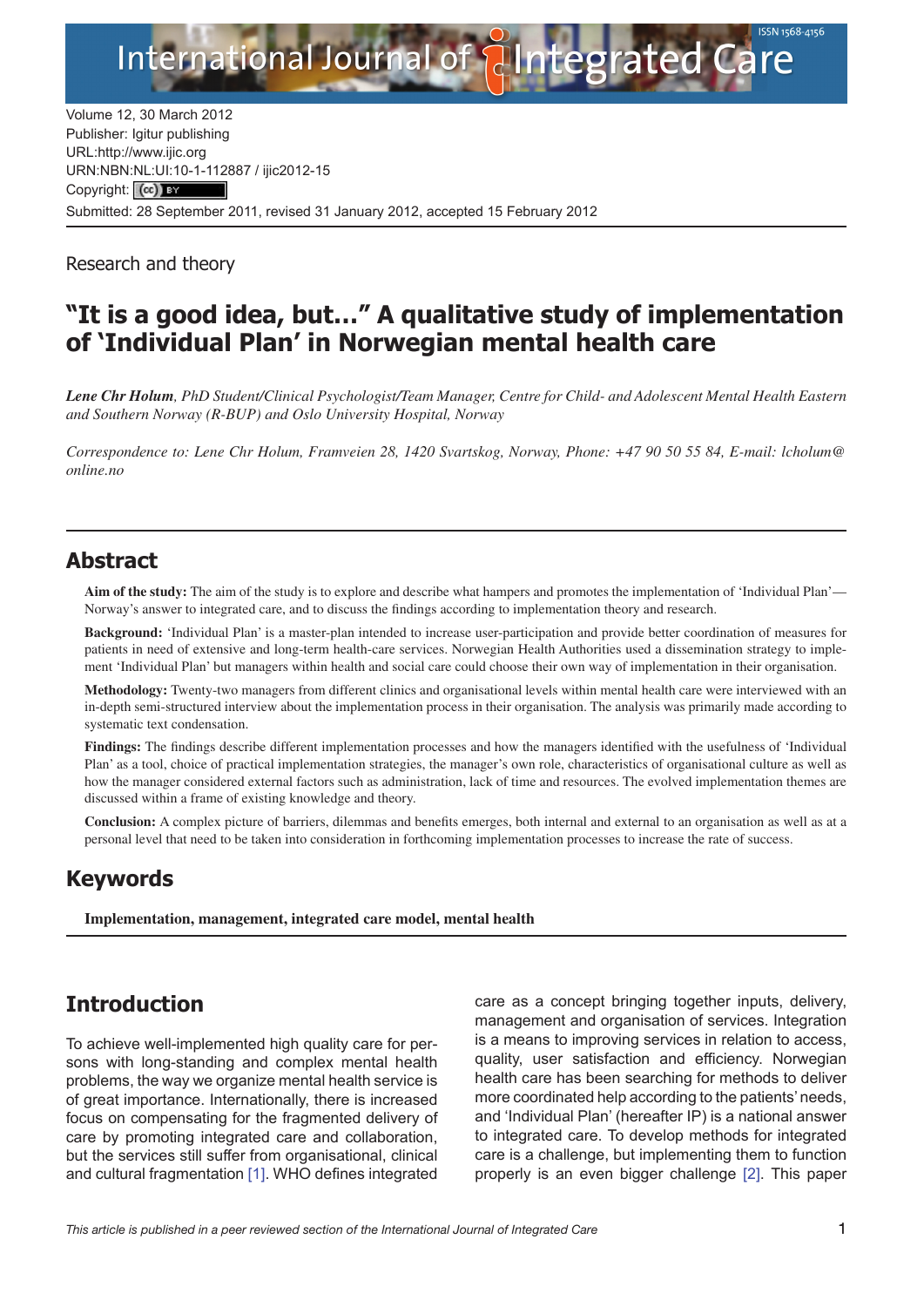Volume 12, 30 March 2012
Publisher: Igitur publishing
URL:http://www.ijic.org
URN:NBN:NL:UI:10-1-112887 / ijic2012-15
Copyright: (cc) BY
Submitted: 28 September 2011, revised 31 January 2012, accepted 15 February 2012

Research and theory

# "It is a good idea, but…" A qualitative study of implementation of 'Individual Plan' in Norwegian mental health care

***Lene Chr Holum**, PhD Student/Clinical Psychologist/Team Manager, Centre for Child- and Adolescent Mental Health Eastern and Southern Norway (R-BUP) and Oslo University Hospital, Norway*

*Correspondence to: Lene Chr Holum, Framveien 28, 1420 Svartskog, Norway, Phone: +47 90 50 55 84, E-mail: lcholum@online.no*

## Abstract

**Aim of the study:** The aim of the study is to explore and describe what hampers and promotes the implementation of 'Individual Plan'—Norway's answer to integrated care, and to discuss the findings according to implementation theory and research.

**Background:** 'Individual Plan' is a master-plan intended to increase user-participation and provide better coordination of measures for patients in need of extensive and long-term health-care services. Norwegian Health Authorities used a dissemination strategy to implement 'Individual Plan' but managers within health and social care could choose their own way of implementation in their organisation.

**Methodology:** Twenty-two managers from different clinics and organisational levels within mental health care were interviewed with an in-depth semi-structured interview about the implementation process in their organisation. The analysis was primarily made according to systematic text condensation.

**Findings:** The findings describe different implementation processes and how the managers identified with the usefulness of 'Individual Plan' as a tool, choice of practical implementation strategies, the manager's own role, characteristics of organisational culture as well as how the manager considered external factors such as administration, lack of time and resources. The evolved implementation themes are discussed within a frame of existing knowledge and theory.

**Conclusion:** A complex picture of barriers, dilemmas and benefits emerges, both internal and external to an organisation as well as at a personal level that need to be taken into consideration in forthcoming implementation processes to increase the rate of success.

## Keywords

**Implementation, management, integrated care model, mental health**

## Introduction

To achieve well-implemented high quality care for persons with long-standing and complex mental health problems, the way we organize mental health service is of great importance. Internationally, there is increased focus on compensating for the fragmented delivery of care by promoting integrated care and collaboration, but the services still suffer from organisational, clinical and cultural fragmentation [1]. WHO defines integrated care as a concept bringing together inputs, delivery, management and organisation of services. Integration is a means to improving services in relation to access, quality, user satisfaction and efficiency. Norwegian health care has been searching for methods to deliver more coordinated help according to the patients' needs, and 'Individual Plan' (hereafter IP) is a national answer to integrated care. To develop methods for integrated care is a challenge, but implementing them to function properly is an even bigger challenge [2]. This paper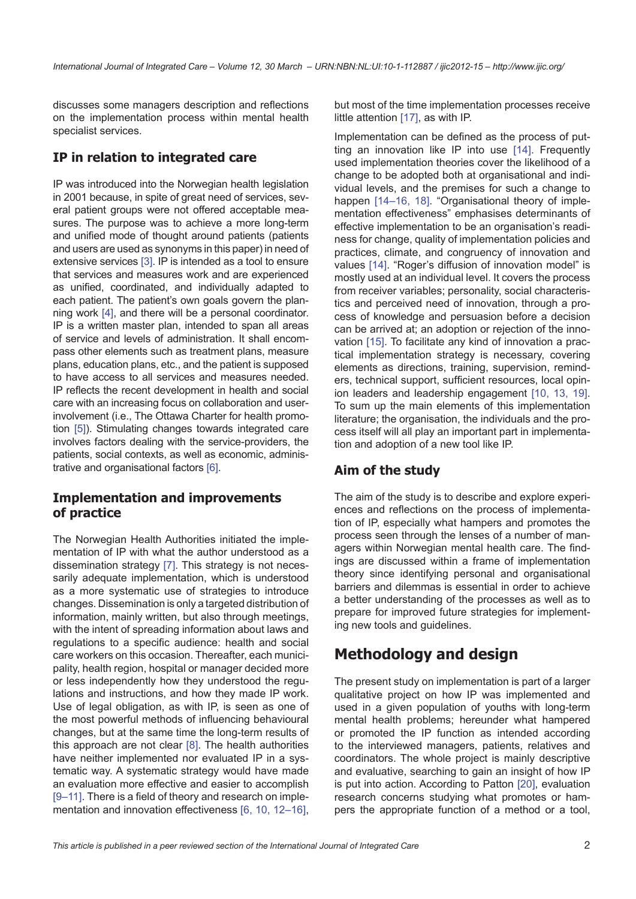discusses some managers description and reflections on the implementation process within mental health specialist services.

## IP in relation to integrated care

IP was introduced into the Norwegian health legislation in 2001 because, in spite of great need of services, several patient groups were not offered acceptable measures. The purpose was to achieve a more long-term and unified mode of thought around patients (patients and users are used as synonyms in this paper) in need of extensive services [3]. IP is intended as a tool to ensure that services and measures work and are experienced as unified, coordinated, and individually adapted to each patient. The patient's own goals govern the planning work [4], and there will be a personal coordinator. IP is a written master plan, intended to span all areas of service and levels of administration. It shall encompass other elements such as treatment plans, measure plans, education plans, etc., and the patient is supposed to have access to all services and measures needed. IP reflects the recent development in health and social care with an increasing focus on collaboration and user-involvement (i.e., The Ottawa Charter for health promotion [5]). Stimulating changes towards integrated care involves factors dealing with the service-providers, the patients, social contexts, as well as economic, administrative and organisational factors [6].

## Implementation and improvements of practice

The Norwegian Health Authorities initiated the implementation of IP with what the author understood as a dissemination strategy [7]. This strategy is not necessarily adequate implementation, which is understood as a more systematic use of strategies to introduce changes. Dissemination is only a targeted distribution of information, mainly written, but also through meetings, with the intent of spreading information about laws and regulations to a specific audience: health and social care workers on this occasion. Thereafter, each municipality, health region, hospital or manager decided more or less independently how they understood the regulations and instructions, and how they made IP work. Use of legal obligation, as with IP, is seen as one of the most powerful methods of influencing behavioural changes, but at the same time the long-term results of this approach are not clear [8]. The health authorities have neither implemented nor evaluated IP in a systematic way. A systematic strategy would have made an evaluation more effective and easier to accomplish [9–11]. There is a field of theory and research on implementation and innovation effectiveness [6, 10, 12–16], but most of the time implementation processes receive little attention [17], as with IP.

Implementation can be defined as the process of putting an innovation like IP into use [14]. Frequently used implementation theories cover the likelihood of a change to be adopted both at organisational and individual levels, and the premises for such a change to happen [14–16, 18]. "Organisational theory of implementation effectiveness" emphasises determinants of effective implementation to be an organisation's readiness for change, quality of implementation policies and practices, climate, and congruency of innovation and values [14]. "Roger's diffusion of innovation model" is mostly used at an individual level. It covers the process from receiver variables; personality, social characteristics and perceived need of innovation, through a process of knowledge and persuasion before a decision can be arrived at; an adoption or rejection of the innovation [15]. To facilitate any kind of innovation a practical implementation strategy is necessary, covering elements as directions, training, supervision, reminders, technical support, sufficient resources, local opinion leaders and leadership engagement [10, 13, 19]. To sum up the main elements of this implementation literature; the organisation, the individuals and the process itself will all play an important part in implementation and adoption of a new tool like IP.

## Aim of the study

The aim of the study is to describe and explore experiences and reflections on the process of implementation of IP, especially what hampers and promotes the process seen through the lenses of a number of managers within Norwegian mental health care. The findings are discussed within a frame of implementation theory since identifying personal and organisational barriers and dilemmas is essential in order to achieve a better understanding of the processes as well as to prepare for improved future strategies for implementing new tools and guidelines.

# Methodology and design

The present study on implementation is part of a larger qualitative project on how IP was implemented and used in a given population of youths with long-term mental health problems; hereunder what hampered or promoted the IP function as intended according to the interviewed managers, patients, relatives and coordinators. The whole project is mainly descriptive and evaluative, searching to gain an insight of how IP is put into action. According to Patton [20], evaluation research concerns studying what promotes or hampers the appropriate function of a method or a tool,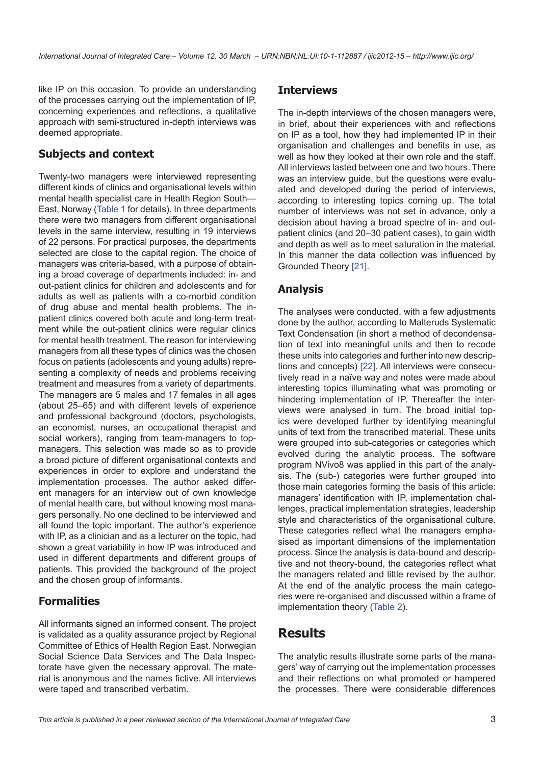like IP on this occasion. To provide an understanding of the processes carrying out the implementation of IP, concerning experiences and reflections, a qualitative approach with semi-structured in-depth interviews was deemed appropriate.

## Subjects and context

Twenty-two managers were interviewed representing different kinds of clinics and organisational levels within mental health specialist care in Health Region South—East, Norway (Table 1 for details). In three departments there were two managers from different organisational levels in the same interview, resulting in 19 interviews of 22 persons. For practical purposes, the departments selected are close to the capital region. The choice of managers was criteria-based, with a purpose of obtaining a broad coverage of departments included: in- and out-patient clinics for children and adolescents and for adults as well as patients with a co-morbid condition of drug abuse and mental health problems. The in-patient clinics covered both acute and long-term treatment while the out-patient clinics were regular clinics for mental health treatment. The reason for interviewing managers from all these types of clinics was the chosen focus on patients (adolescents and young adults) representing a complexity of needs and problems receiving treatment and measures from a variety of departments. The managers are 5 males and 17 females in all ages (about 25–65) and with different levels of experience and professional background (doctors, psychologists, an economist, nurses, an occupational therapist and social workers), ranging from team-managers to top-managers. This selection was made so as to provide a broad picture of different organisational contexts and experiences in order to explore and understand the implementation processes. The author asked different managers for an interview out of own knowledge of mental health care, but without knowing most managers personally. No one declined to be interviewed and all found the topic important. The author's experience with IP, as a clinician and as a lecturer on the topic, had shown a great variability in how IP was introduced and used in different departments and different groups of patients. This provided the background of the project and the chosen group of informants.

## Formalities

All informants signed an informed consent. The project is validated as a quality assurance project by Regional Committee of Ethics of Health Region East. Norwegian Social Science Data Services and The Data Inspectorate have given the necessary approval. The material is anonymous and the names fictive. All interviews were taped and transcribed verbatim.

## Interviews

The in-depth interviews of the chosen managers were, in brief, about their experiences with and reflections on IP as a tool, how they had implemented IP in their organisation and challenges and benefits in use, as well as how they looked at their own role and the staff. All interviews lasted between one and two hours. There was an interview guide, but the questions were evaluated and developed during the period of interviews, according to interesting topics coming up. The total number of interviews was not set in advance, only a decision about having a broad spectre of in- and out-patient clinics (and 20–30 patient cases), to gain width and depth as well as to meet saturation in the material. In this manner the data collection was influenced by Grounded Theory [21].

## Analysis

The analyses were conducted, with a few adjustments done by the author, according to Malteruds Systematic Text Condensation (in short a method of decondensation of text into meaningful units and then to recode these units into categories and further into new descriptions and concepts) [22]. All interviews were consecutively read in a naïve way and notes were made about interesting topics illuminating what was promoting or hindering implementation of IP. Thereafter the interviews were analysed in turn. The broad initial topics were developed further by identifying meaningful units of text from the transcribed material. These units were grouped into sub-categories or categories which evolved during the analytic process. The software program NVivo8 was applied in this part of the analysis. The (sub-) categories were further grouped into those main categories forming the basis of this article: managers' identification with IP, implementation challenges, practical implementation strategies, leadership style and characteristics of the organisational culture. These categories reflect what the managers emphasised as important dimensions of the implementation process. Since the analysis is data-bound and descriptive and not theory-bound, the categories reflect what the managers related and little revised by the author. At the end of the analytic process the main categories were re-organised and discussed within a frame of implementation theory (Table 2).

# Results

The analytic results illustrate some parts of the managers' way of carrying out the implementation processes and their reflections on what promoted or hampered the processes. There were considerable differences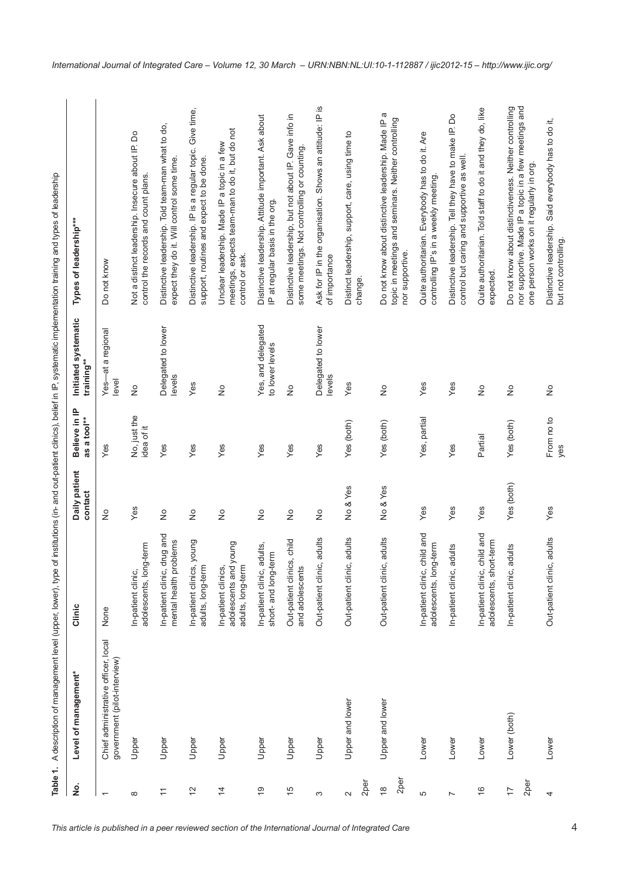**Table 1.** A description of management level (upper, lower), type of institutions (in- and out-patient clinics), belief in IP, systematic implementation training and types of leadership

| No. | Level of management* | Clinic | Daily patient contact | Believe in IP as a tool** | Initiated systematic training** | Types of leadership*** |
|---|---|---|---|---|---|---|
| 1 | Chief administrative officer, local government (pilot-interview) | None | No | Yes | Yes—at a regional level | Do not know |
| 8 | Upper | In-patient clinic, adolescents, long-term | Yes | No, just the idea of it | No | Not a distinct leadership. Insecure about IP. Do control the records and count plans. |
| 11 | Upper | In-patient clinic, drug and mental health problems | No | Yes | Delegated to lower levels | Distinctive leadership. Told team-man what to do, expect they do it. Will control some time. |
| 12 | Upper | In-patient clinics, young adults, long-term | No | Yes | Yes | Distinctive leadership. IP is a regular topic. Give time, support, routines and expect to be done. |
| 14 | Upper | In-patient clinics, adolescents and young adults, long-term | No | Yes | No | Unclear leadership. Made IP a topic in a few meetings, expects team-man to do it, but do not control or ask. |
| 19 | Upper | In-patient clinic, adults, short- and long-term | No | Yes | Yes, and delegated to lower levels | Distinctive leadership. Attitude important. Ask about IP at regular basis in the org. |
| 15 | Upper | Out-patient clinics, child and adolescents | No | Yes | No | Distinctive leadership, but not about IP. Gave info in some meetings. Not controlling or counting. |
| 3 | Upper | Out-patient clinic, adults | No | Yes | Delegated to lower levels | Ask for IP in the organisation. Shows an attitude: IP is of importance |
| 2 2per | Upper and lower | Out-patient clinic, adults | No & Yes | Yes (both) | Yes | Distinct leadership, support, care, using time to change. |
| 18 2per | Upper and lower | Out-patient clinic, adults | No & Yes | Yes (both) | No | Do not know about distinctive leadership. Made IP a topic in meetings and seminars. Neither controlling nor supportive. |
| 5 | Lower | In-patient clinic, child and adolescents, long-term | Yes | Yes, partial | Yes | Quite authoritarian. Everybody has to do it. Are controlling IP's in a weekly meeting. |
| 7 | Lower | In-patient clinic, adults | Yes | Yes | Yes | Distinctive leadership. Tell they have to make IP. Do control but caring and supportive as well. |
| 16 | Lower | In-patient clinic, child and adolescents, short-term | Yes | Partial | No | Quite authoritarian. Told staff to do it and they do, like expected. |
| 17 2per | Lower (both) | In-patient clinic, adults | Yes (both) | Yes (both) | No | Do not know about distinctiveness. Neither controlling nor supportive. Made IP a topic in a few meetings and one person works on it regularly in org. |
| 4 | Lower | Out-patient clinic, adults | Yes | From no to yes | No | Distinctive leadership. Said everybody has to do it, but not controlling. |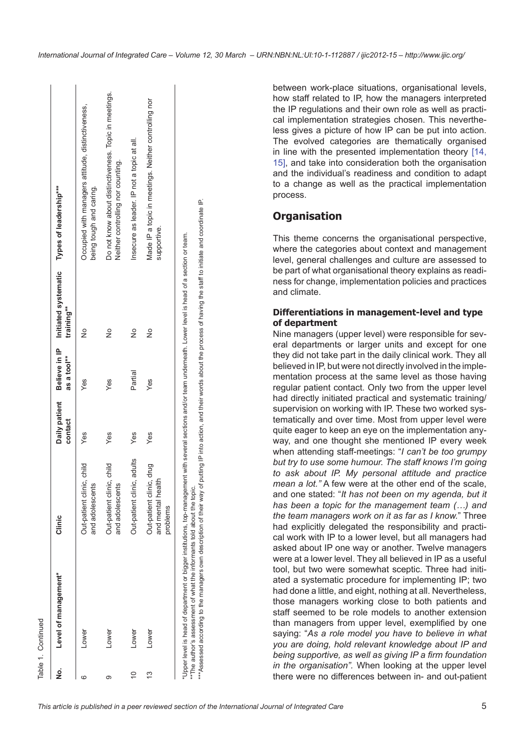Table 1. Continued

| No. | Level of management* | Clinic | Daily patient contact | Believe in IP as a tool** | Initiated systematic training** | Types of leadership*** |
|---|---|---|---|---|---|---|
| 6 | Lower | Out-patient clinic, child and adolescents | Yes | Yes | No | Occupied with managers attitude, distinctiveness, being tough and caring. |
| 9 | Lower | Out-patient clinic, child and adolescents | Yes | Yes | No | Do not know about distinctiveness. Topic in meetings. Neither controlling nor counting. |
| 10 | Lower | Out-patient clinic, adults | Yes | Partial | No | Insecure as leader. IP not a topic at all. |
| 13 | Lower | Out-patient clinic, drug and mental health problems | Yes | Yes | No | Made IP a topic in meetings. Neither controlling nor supportive. |

*Upper level is head of department or bigger institutions, top-management with several sections and/or team underneath. Lower level is head of a section or team.
**The author's assessment of what the informants told about the topic.
***Assessed according to the managers own description of their way of putting IP into action, and their words about the process of having the staff to initiate and coordinate IP.

between work-place situations, organisational levels, how staff related to IP, how the managers interpreted the IP regulations and their own role as well as practical implementation strategies chosen. This nevertheless gives a picture of how IP can be put into action. The evolved categories are thematically organised in line with the presented implementation theory [14, 15], and take into consideration both the organisation and the individual's readiness and condition to adapt to a change as well as the practical implementation process.

## Organisation

This theme concerns the organisational perspective, where the categories about context and management level, general challenges and culture are assessed to be part of what organisational theory explains as readiness for change, implementation policies and practices and climate.

### Differentiations in management-level and type of department

Nine managers (upper level) were responsible for several departments or larger units and except for one they did not take part in the daily clinical work. They all believed in IP, but were not directly involved in the implementation process at the same level as those having regular patient contact. Only two from the upper level had directly initiated practical and systematic training/supervision on working with IP. These two worked systematically and over time. Most from upper level were quite eager to keep an eye on the implementation anyway, and one thought she mentioned IP every week when attending staff-meetings: "*I can't be too grumpy but try to use some humour. The staff knows I'm going to ask about IP. My personal attitude and practice mean a lot.*" A few were at the other end of the scale, and one stated: "*It has not been on my agenda, but it has been a topic for the management team (…) and the team managers work on it as far as I know.*" Three had explicitly delegated the responsibility and practical work with IP to a lower level, but all managers had asked about IP one way or another. Twelve managers were at a lower level. They all believed in IP as a useful tool, but two were somewhat sceptic. Three had initiated a systematic procedure for implementing IP; two had done a little, and eight, nothing at all. Nevertheless, those managers working close to both patients and staff seemed to be role models to another extension than managers from upper level, exemplified by one saying: "*As a role model you have to believe in what you are doing, hold relevant knowledge about IP and being supportive, as well as giving IP a firm foundation in the organisation".* When looking at the upper level there were no differences between in- and out-patient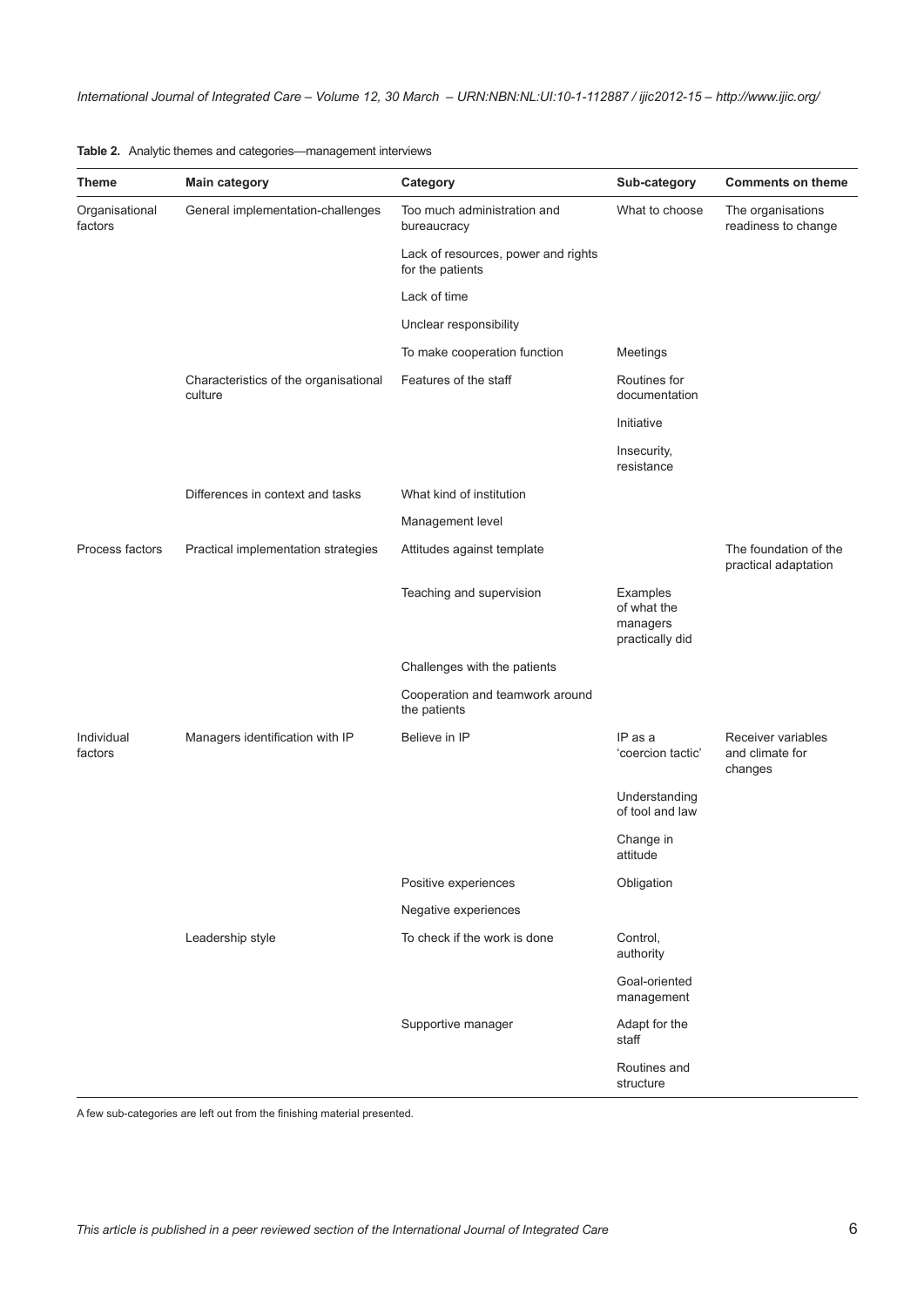**Table 2.** Analytic themes and categories—management interviews

| Theme | Main category | Category | Sub-category | Comments on theme |
|---|---|---|---|---|
| Organisational factors | General implementation-challenges | Too much administration and bureaucracy | What to choose | The organisations readiness to change |
| | | Lack of resources, power and rights for the patients | | |
| | | Lack of time | | |
| | | Unclear responsibility | | |
| | | To make cooperation function | Meetings | |
| | Characteristics of the organisational culture | Features of the staff | Routines for documentation | |
| | | | Initiative | |
| | | | Insecurity, resistance | |
| | Differences in context and tasks | What kind of institution | | |
| | | Management level | | |
| Process factors | Practical implementation strategies | Attitudes against template | | The foundation of the practical adaptation |
| | | Teaching and supervision | Examples of what the managers practically did | |
| | | Challenges with the patients | | |
| | | Cooperation and teamwork around the patients | | |
| Individual factors | Managers identification with IP | Believe in IP | IP as a 'coercion tactic' | Receiver variables and climate for changes |
| | | | Understanding of tool and law | |
| | | | Change in attitude | |
| | | Positive experiences | Obligation | |
| | | Negative experiences | | |
| | Leadership style | To check if the work is done | Control, authority | |
| | | | Goal-oriented management | |
| | | Supportive manager | Adapt for the staff | |
| | | | Routines and structure | |

A few sub-categories are left out from the finishing material presented.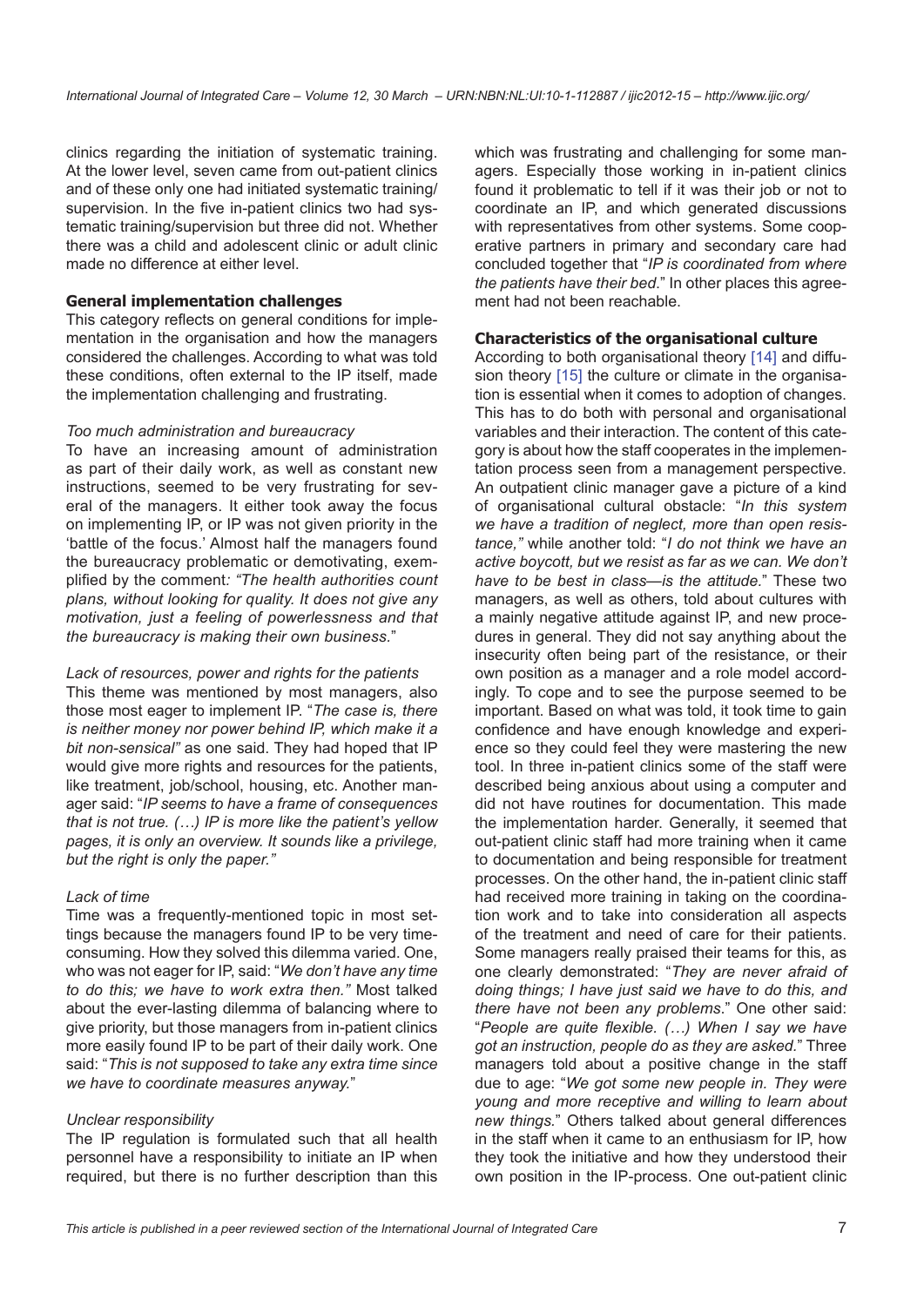clinics regarding the initiation of systematic training. At the lower level, seven came from out-patient clinics and of these only one had initiated systematic training/supervision. In the five in-patient clinics two had systematic training/supervision but three did not. Whether there was a child and adolescent clinic or adult clinic made no difference at either level.

### General implementation challenges

This category reflects on general conditions for implementation in the organisation and how the managers considered the challenges. According to what was told these conditions, often external to the IP itself, made the implementation challenging and frustrating.

*Too much administration and bureaucracy*

To have an increasing amount of administration as part of their daily work, as well as constant new instructions, seemed to be very frustrating for several of the managers. It either took away the focus on implementing IP, or IP was not given priority in the 'battle of the focus.' Almost half the managers found the bureaucracy problematic or demotivating, exemplified by the comment*: "The health authorities count plans, without looking for quality. It does not give any motivation, just a feeling of powerlessness and that the bureaucracy is making their own business.*"

*Lack of resources, power and rights for the patients*

This theme was mentioned by most managers, also those most eager to implement IP. "*The case is, there is neither money nor power behind IP, which make it a bit non-sensical"* as one said. They had hoped that IP would give more rights and resources for the patients, like treatment, job/school, housing, etc. Another manager said: "*IP seems to have a frame of consequences that is not true. (…) IP is more like the patient's yellow pages, it is only an overview. It sounds like a privilege, but the right is only the paper."*

*Lack of time*

Time was a frequently-mentioned topic in most settings because the managers found IP to be very time-consuming. How they solved this dilemma varied. One, who was not eager for IP, said: "*We don't have any time to do this; we have to work extra then."* Most talked about the ever-lasting dilemma of balancing where to give priority, but those managers from in-patient clinics more easily found IP to be part of their daily work. One said: "*This is not supposed to take any extra time since we have to coordinate measures anyway.*"

*Unclear responsibility*

The IP regulation is formulated such that all health personnel have a responsibility to initiate an IP when required, but there is no further description than this which was frustrating and challenging for some managers. Especially those working in in-patient clinics found it problematic to tell if it was their job or not to coordinate an IP, and which generated discussions with representatives from other systems. Some cooperative partners in primary and secondary care had concluded together that "*IP is coordinated from where the patients have their bed*." In other places this agreement had not been reachable.

### Characteristics of the organisational culture

According to both organisational theory [14] and diffusion theory [15] the culture or climate in the organisation is essential when it comes to adoption of changes. This has to do both with personal and organisational variables and their interaction. The content of this category is about how the staff cooperates in the implementation process seen from a management perspective. An outpatient clinic manager gave a picture of a kind of organisational cultural obstacle: "*In this system we have a tradition of neglect, more than open resistance,"* while another told: "*I do not think we have an active boycott, but we resist as far as we can. We don't have to be best in class—is the attitude.*" These two managers, as well as others, told about cultures with a mainly negative attitude against IP, and new procedures in general. They did not say anything about the insecurity often being part of the resistance, or their own position as a manager and a role model accordingly. To cope and to see the purpose seemed to be important. Based on what was told, it took time to gain confidence and have enough knowledge and experience so they could feel they were mastering the new tool. In three in-patient clinics some of the staff were described being anxious about using a computer and did not have routines for documentation. This made the implementation harder. Generally, it seemed that out-patient clinic staff had more training when it came to documentation and being responsible for treatment processes. On the other hand, the in-patient clinic staff had received more training in taking on the coordination work and to take into consideration all aspects of the treatment and need of care for their patients. Some managers really praised their teams for this, as one clearly demonstrated: "*They are never afraid of doing things; I have just said we have to do this, and there have not been any problems*." One other said: "*People are quite flexible. (…) When I say we have got an instruction, people do as they are asked*." Three managers told about a positive change in the staff due to age: "*We got some new people in. They were young and more receptive and willing to learn about new things*." Others talked about general differences in the staff when it came to an enthusiasm for IP, how they took the initiative and how they understood their own position in the IP-process. One out-patient clinic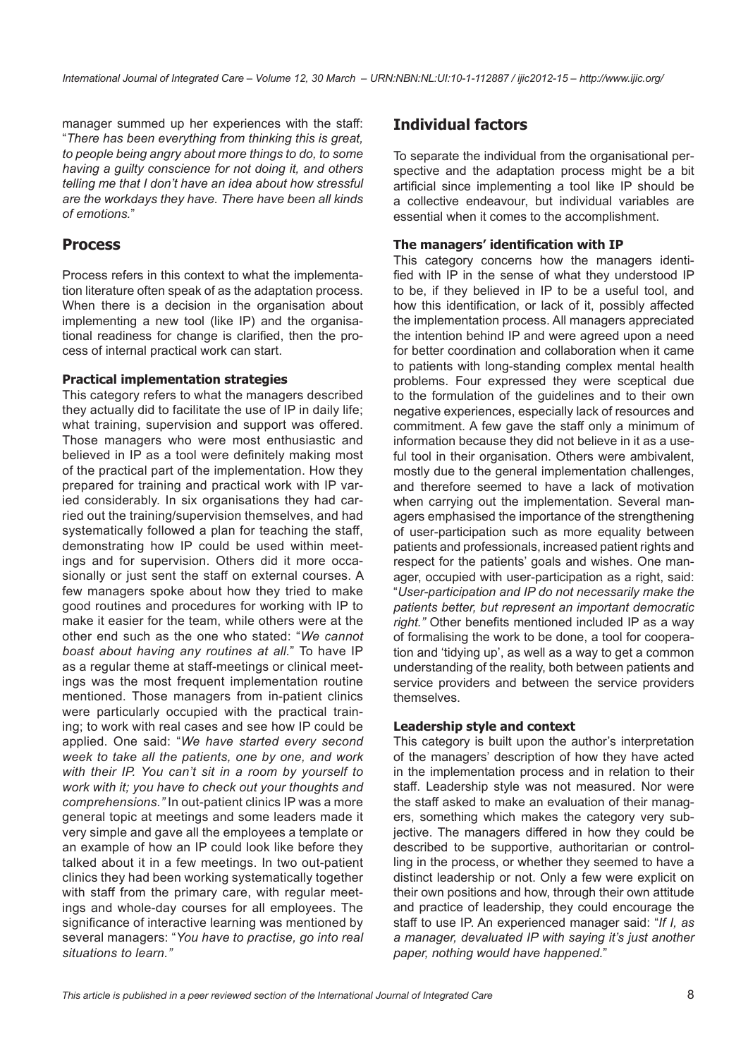manager summed up her experiences with the staff: "*There has been everything from thinking this is great, to people being angry about more things to do, to some having a guilty conscience for not doing it, and others telling me that I don't have an idea about how stressful are the workdays they have. There have been all kinds of emotions.*"

## Process

Process refers in this context to what the implementation literature often speak of as the adaptation process. When there is a decision in the organisation about implementing a new tool (like IP) and the organisational readiness for change is clarified, then the process of internal practical work can start.

### Practical implementation strategies

This category refers to what the managers described they actually did to facilitate the use of IP in daily life; what training, supervision and support was offered. Those managers who were most enthusiastic and believed in IP as a tool were definitely making most of the practical part of the implementation. How they prepared for training and practical work with IP varied considerably. In six organisations they had carried out the training/supervision themselves, and had systematically followed a plan for teaching the staff, demonstrating how IP could be used within meetings and for supervision. Others did it more occasionally or just sent the staff on external courses. A few managers spoke about how they tried to make good routines and procedures for working with IP to make it easier for the team, while others were at the other end such as the one who stated: "*We cannot boast about having any routines at all.*" To have IP as a regular theme at staff-meetings or clinical meetings was the most frequent implementation routine mentioned. Those managers from in-patient clinics were particularly occupied with the practical training; to work with real cases and see how IP could be applied. One said: "*We have started every second week to take all the patients, one by one, and work with their IP. You can't sit in a room by yourself to work with it; you have to check out your thoughts and comprehensions.*" In out-patient clinics IP was a more general topic at meetings and some leaders made it very simple and gave all the employees a template or an example of how an IP could look like before they talked about it in a few meetings. In two out-patient clinics they had been working systematically together with staff from the primary care, with regular meetings and whole-day courses for all employees. The significance of interactive learning was mentioned by several managers: "*You have to practise, go into real situations to learn.*"

## Individual factors

To separate the individual from the organisational perspective and the adaptation process might be a bit artificial since implementing a tool like IP should be a collective endeavour, but individual variables are essential when it comes to the accomplishment.

### The managers' identification with IP

This category concerns how the managers identified with IP in the sense of what they understood IP to be, if they believed in IP to be a useful tool, and how this identification, or lack of it, possibly affected the implementation process. All managers appreciated the intention behind IP and were agreed upon a need for better coordination and collaboration when it came to patients with long-standing complex mental health problems. Four expressed they were sceptical due to the formulation of the guidelines and to their own negative experiences, especially lack of resources and commitment. A few gave the staff only a minimum of information because they did not believe in it as a useful tool in their organisation. Others were ambivalent, mostly due to the general implementation challenges, and therefore seemed to have a lack of motivation when carrying out the implementation. Several managers emphasised the importance of the strengthening of user-participation such as more equality between patients and professionals, increased patient rights and respect for the patients' goals and wishes. One manager, occupied with user-participation as a right, said: "*User-participation and IP do not necessarily make the patients better, but represent an important democratic right.*" Other benefits mentioned included IP as a way of formalising the work to be done, a tool for cooperation and 'tidying up', as well as a way to get a common understanding of the reality, both between patients and service providers and between the service providers themselves.

### Leadership style and context

This category is built upon the author's interpretation of the managers' description of how they have acted in the implementation process and in relation to their staff. Leadership style was not measured. Nor were the staff asked to make an evaluation of their managers, something which makes the category very subjective. The managers differed in how they could be described to be supportive, authoritarian or controlling in the process, or whether they seemed to have a distinct leadership or not. Only a few were explicit on their own positions and how, through their own attitude and practice of leadership, they could encourage the staff to use IP. An experienced manager said: "*If I, as a manager, devaluated IP with saying it's just another paper, nothing would have happened.*"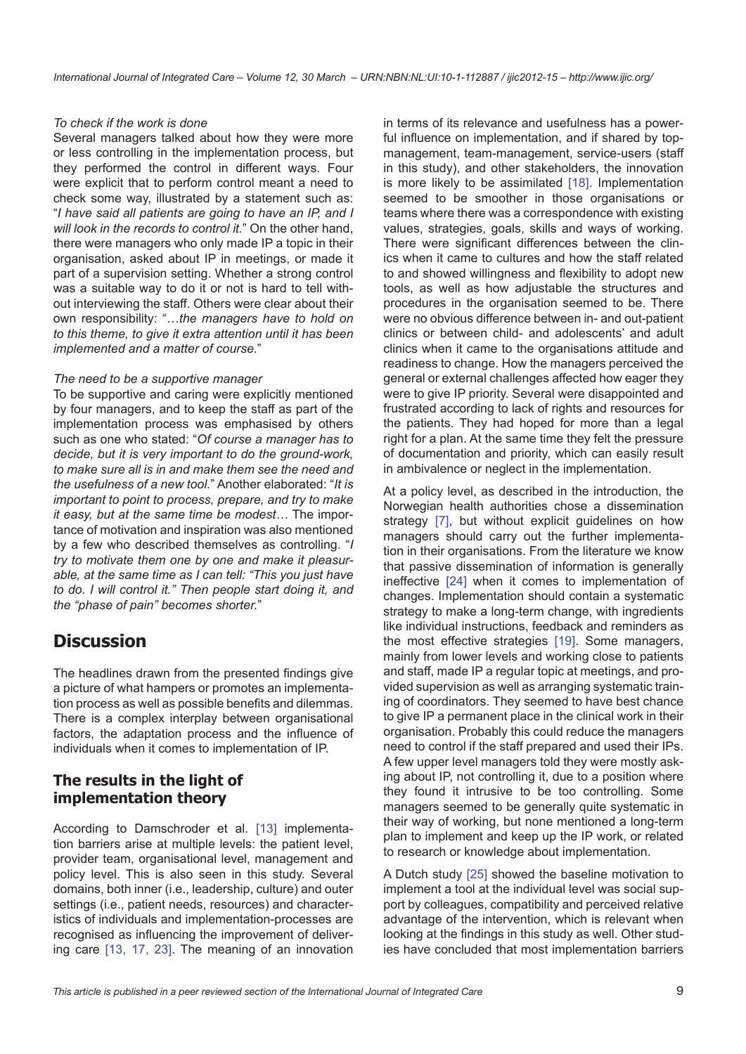*To check if the work is done*

Several managers talked about how they were more or less controlling in the implementation process, but they performed the control in different ways. Four were explicit that to perform control meant a need to check some way, illustrated by a statement such as: "*I have said all patients are going to have an IP, and I will look in the records to control it.*" On the other hand, there were managers who only made IP a topic in their organisation, asked about IP in meetings, or made it part of a supervision setting. Whether a strong control was a suitable way to do it or not is hard to tell without interviewing the staff. Others were clear about their own responsibility: "*…the managers have to hold on to this theme, to give it extra attention until it has been implemented and a matter of course.*"

*The need to be a supportive manager*

To be supportive and caring were explicitly mentioned by four managers, and to keep the staff as part of the implementation process was emphasised by others such as the one who stated: "*Of course a manager has to decide, but it is very important to do the ground-work, to make sure all is in and make them see the need and the usefulness of a new tool.*" Another elaborated: "*It is important to point to process, prepare, and try to make it easy, but at the same time be modest…* The importance of motivation and inspiration was also mentioned by a few who described themselves as controlling. "*I try to motivate them one by one and make it pleasurable, at the same time as I can tell: "This you just have to do. I will control it." Then people start doing it, and the "phase of pain" becomes shorter.*"

# Discussion

The headlines drawn from the presented findings give a picture of what hampers or promotes an implementation process as well as possible benefits and dilemmas. There is a complex interplay between organisational factors, the adaptation process and the influence of individuals when it comes to implementation of IP.

## The results in the light of implementation theory

According to Damschroder et al. [13] implementation barriers arise at multiple levels: the patient level, provider team, organisational level, management and policy level. This is also seen in this study. Several domains, both inner (i.e., leadership, culture) and outer settings (i.e., patient needs, resources) and characteristics of individuals and implementation-processes are recognised as influencing the improvement of delivering care [13, 17, 23]. The meaning of an innovation in terms of its relevance and usefulness has a powerful influence on implementation, and if shared by top-management, team-management, service-users (staff in this study), and other stakeholders, the innovation is more likely to be assimilated [18]. Implementation seemed to be smoother in those organisations or teams where there was a correspondence with existing values, strategies, goals, skills and ways of working. There were significant differences between the clinics when it came to cultures and how the staff related to and showed willingness and flexibility to adopt new tools, as well as how adjustable the structures and procedures in the organisation seemed to be. There were no obvious difference between in- and out-patient clinics or between child- and adolescents' and adult clinics when it came to the organisations attitude and readiness to change. How the managers perceived the general or external challenges affected how eager they were to give IP priority. Several were disappointed and frustrated according to lack of rights and resources for the patients. They had hoped for more than a legal right for a plan. At the same time they felt the pressure of documentation and priority, which can easily result in ambivalence or neglect in the implementation.

At a policy level, as described in the introduction, the Norwegian health authorities chose a dissemination strategy [7], but without explicit guidelines on how managers should carry out the further implementation in their organisations. From the literature we know that passive dissemination of information is generally ineffective [24] when it comes to implementation of changes. Implementation should contain a systematic strategy to make a long-term change, with ingredients like individual instructions, feedback and reminders as the most effective strategies [19]. Some managers, mainly from lower levels and working close to patients and staff, made IP a regular topic at meetings, and provided supervision as well as arranging systematic training of coordinators. They seemed to have best chance to give IP a permanent place in the clinical work in their organisation. Probably this could reduce the managers need to control if the staff prepared and used their IPs. A few upper level managers told they were mostly asking about IP, not controlling it, due to a position where they found it intrusive to be too controlling. Some managers seemed to be generally quite systematic in their way of working, but none mentioned a long-term plan to implement and keep up the IP work, or related to research or knowledge about implementation.

A Dutch study [25] showed the baseline motivation to implement a tool at the individual level was social support by colleagues, compatibility and perceived relative advantage of the intervention, which is relevant when looking at the findings in this study as well. Other studies have concluded that most implementation barriers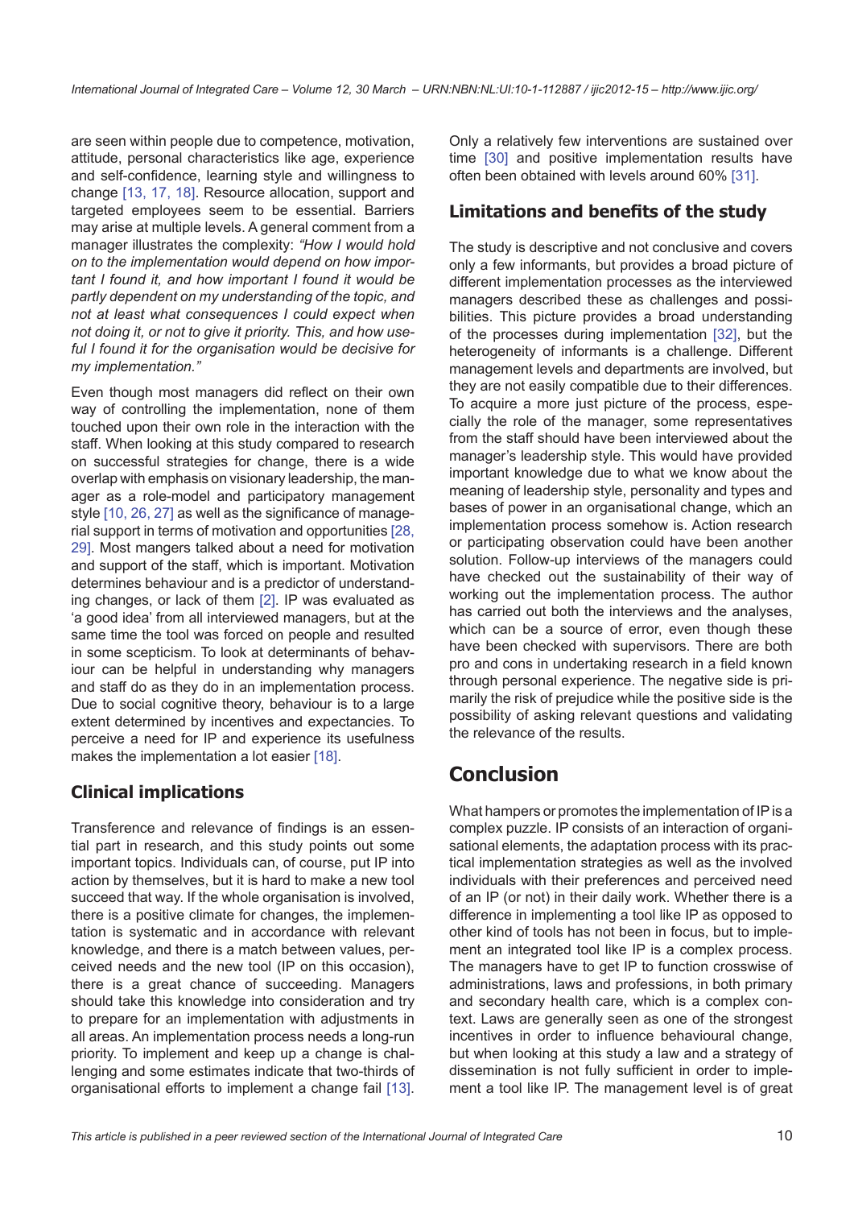are seen within people due to competence, motivation, attitude, personal characteristics like age, experience and self-confidence, learning style and willingness to change [13, 17, 18]. Resource allocation, support and targeted employees seem to be essential. Barriers may arise at multiple levels. A general comment from a manager illustrates the complexity: *"How I would hold on to the implementation would depend on how important I found it, and how important I found it would be partly dependent on my understanding of the topic, and not at least what consequences I could expect when not doing it, or not to give it priority. This, and how useful I found it for the organisation would be decisive for my implementation."*

Even though most managers did reflect on their own way of controlling the implementation, none of them touched upon their own role in the interaction with the staff. When looking at this study compared to research on successful strategies for change, there is a wide overlap with emphasis on visionary leadership, the manager as a role-model and participatory management style [10, 26, 27] as well as the significance of managerial support in terms of motivation and opportunities [28, 29]. Most mangers talked about a need for motivation and support of the staff, which is important. Motivation determines behaviour and is a predictor of understanding changes, or lack of them [2]. IP was evaluated as 'a good idea' from all interviewed managers, but at the same time the tool was forced on people and resulted in some scepticism. To look at determinants of behaviour can be helpful in understanding why managers and staff do as they do in an implementation process. Due to social cognitive theory, behaviour is to a large extent determined by incentives and expectancies. To perceive a need for IP and experience its usefulness makes the implementation a lot easier [18].

## Clinical implications

Transference and relevance of findings is an essential part in research, and this study points out some important topics. Individuals can, of course, put IP into action by themselves, but it is hard to make a new tool succeed that way. If the whole organisation is involved, there is a positive climate for changes, the implementation is systematic and in accordance with relevant knowledge, and there is a match between values, perceived needs and the new tool (IP on this occasion), there is a great chance of succeeding. Managers should take this knowledge into consideration and try to prepare for an implementation with adjustments in all areas. An implementation process needs a long-run priority. To implement and keep up a change is challenging and some estimates indicate that two-thirds of organisational efforts to implement a change fail [13]. Only a relatively few interventions are sustained over time [30] and positive implementation results have often been obtained with levels around 60% [31].

## Limitations and benefits of the study

The study is descriptive and not conclusive and covers only a few informants, but provides a broad picture of different implementation processes as the interviewed managers described these as challenges and possibilities. This picture provides a broad understanding of the processes during implementation [32], but the heterogeneity of informants is a challenge. Different management levels and departments are involved, but they are not easily compatible due to their differences. To acquire a more just picture of the process, especially the role of the manager, some representatives from the staff should have been interviewed about the manager's leadership style. This would have provided important knowledge due to what we know about the meaning of leadership style, personality and types and bases of power in an organisational change, which an implementation process somehow is. Action research or participating observation could have been another solution. Follow-up interviews of the managers could have checked out the sustainability of their way of working out the implementation process. The author has carried out both the interviews and the analyses, which can be a source of error, even though these have been checked with supervisors. There are both pro and cons in undertaking research in a field known through personal experience. The negative side is primarily the risk of prejudice while the positive side is the possibility of asking relevant questions and validating the relevance of the results.

# Conclusion

What hampers or promotes the implementation of IP is a complex puzzle. IP consists of an interaction of organisational elements, the adaptation process with its practical implementation strategies as well as the involved individuals with their preferences and perceived need of an IP (or not) in their daily work. Whether there is a difference in implementing a tool like IP as opposed to other kind of tools has not been in focus, but to implement an integrated tool like IP is a complex process. The managers have to get IP to function crosswise of administrations, laws and professions, in both primary and secondary health care, which is a complex context. Laws are generally seen as one of the strongest incentives in order to influence behavioural change, but when looking at this study a law and a strategy of dissemination is not fully sufficient in order to implement a tool like IP. The management level is of great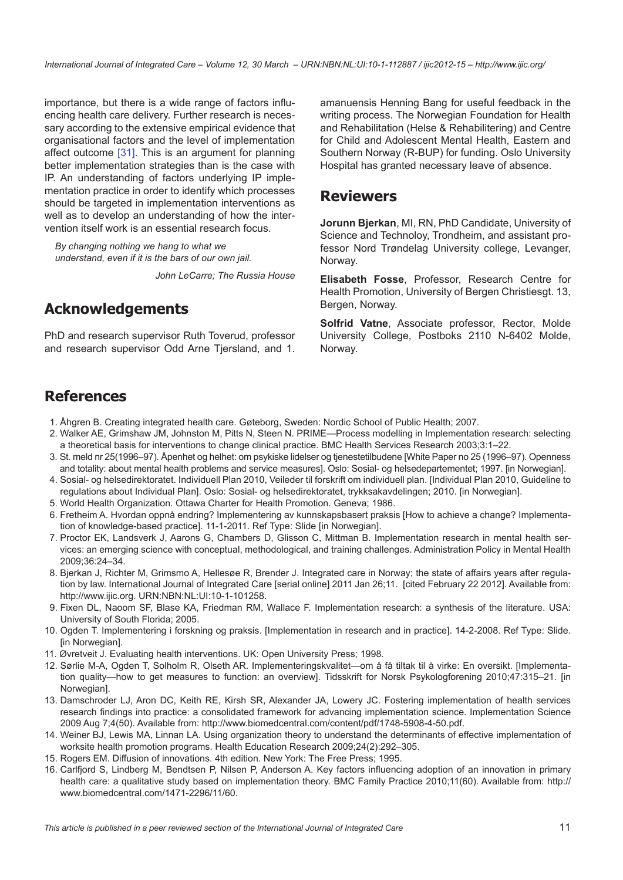importance, but there is a wide range of factors influencing health care delivery. Further research is necessary according to the extensive empirical evidence that organisational factors and the level of implementation affect outcome [31]. This is an argument for planning better implementation strategies than is the case with IP. An understanding of factors underlying IP implementation practice in order to identify which processes should be targeted in implementation interventions as well as to develop an understanding of how the intervention itself work is an essential research focus.

*By changing nothing we hang to what we understand, even if it is the bars of our own jail.*

*John LeCarre; The Russia House*

## Acknowledgements

PhD and research supervisor Ruth Toverud, professor and research supervisor Odd Arne Tjersland, and 1. amanuensis Henning Bang for useful feedback in the writing process. The Norwegian Foundation for Health and Rehabilitation (Helse & Rehabilitering) and Centre for Child and Adolescent Mental Health, Eastern and Southern Norway (R-BUP) for funding. Oslo University Hospital has granted necessary leave of absence.

## Reviewers

**Jorunn Bjerkan**, MI, RN, PhD Candidate, University of Science and Technoloy, Trondheim, and assistant professor Nord Trøndelag University college, Levanger, Norway.

**Elisabeth Fosse**, Professor, Research Centre for Health Promotion, University of Bergen Christiesgt. 13, Bergen, Norway.

**Solfrid Vatne**, Associate professor, Rector, Molde University College, Postboks 2110 N-6402 Molde, Norway.

## References

1. Åhgren B. Creating integrated health care. Gøteborg, Sweden: Nordic School of Public Health; 2007.
2. Walker AE, Grimshaw JM, Johnston M, Pitts N, Steen N. PRIME—Process modelling in Implementation research: selecting a theoretical basis for interventions to change clinical practice. BMC Health Services Research 2003;3:1–22.
3. St. meld nr 25(1996–97). Åpenhet og helhet: om psykiske lidelser og tjenestetilbudene [White Paper no 25 (1996–97). Openness and totality: about mental health problems and service measures]. Oslo: Sosial- og helsedepartementet; 1997. [in Norwegian].
4. Sosial- og helsedirektoratet. Individuell Plan 2010, Veileder til forskrift om individuell plan. [Individual Plan 2010, Guideline to regulations about Individual Plan]. Oslo: Sosial- og helsedirektoratet, trykksakavdelingen; 2010. [in Norwegian].
5. World Health Organization. Ottawa Charter for Health Promotion. Geneva; 1986.
6. Fretheim A. Hvordan oppnå endring? Implementering av kunnskapsbasert praksis [How to achieve a change? Implementation of knowledge-based practice]. 11-1-2011. Ref Type: Slide [in Norwegian].
7. Proctor EK, Landsverk J, Aarons G, Chambers D, Glisson C, Mittman B. Implementation research in mental health services: an emerging science with conceptual, methodological, and training challenges. Administration Policy in Mental Health 2009;36:24–34.
8. Bjerkan J, Richter M, Grimsmo A, Hellesøe R, Brender J. Integrated care in Norway; the state of affairs years after regulation by law. International Journal of Integrated Care [serial online] 2011 Jan 26;11. [cited February 22 2012]. Available from: http://www.ijic.org. URN:NBN:NL:UI:10-1-101258.
9. Fixen DL, Naoom SF, Blase KA, Friedman RM, Wallace F. Implementation research: a synthesis of the literature. USA: University of South Florida; 2005.
10. Ogden T. Implementering i forskning og praksis. [Implementation in research and in practice]. 14-2-2008. Ref Type: Slide. [in Norwegian].
11. Øvretveit J. Evaluating health interventions. UK: Open University Press; 1998.
12. Sørlie M-A, Ogden T, Solholm R, Olseth AR. Implementeringskvalitet—om å få tiltak til å virke: En oversikt. [Implementation quality—how to get measures to function: an overview]. Tidsskrift for Norsk Psykologforening 2010;47:315–21. [in Norwegian].
13. Damschroder LJ, Aron DC, Keith RE, Kirsh SR, Alexander JA, Lowery JC. Fostering implementation of health services research findings into practice: a consolidated framework for advancing implementation science. Implementation Science 2009 Aug 7;4(50). Available from: http://www.biomedcentral.com/content/pdf/1748-5908-4-50.pdf.
14. Weiner BJ, Lewis MA, Linnan LA. Using organization theory to understand the determinants of effective implementation of worksite health promotion programs. Health Education Research 2009;24(2):292–305.
15. Rogers EM. Diffusion of innovations. 4th edition. New York: The Free Press; 1995.
16. Carlfjord S, Lindberg M, Bendtsen P, Nilsen P, Anderson A. Key factors influencing adoption of an innovation in primary health care: a qualitative study based on implementation theory. BMC Family Practice 2010;11(60). Available from: http://www.biomedcentral.com/1471-2296/11/60.

This article is published in a peer reviewed section of the International Journal of Integrated Care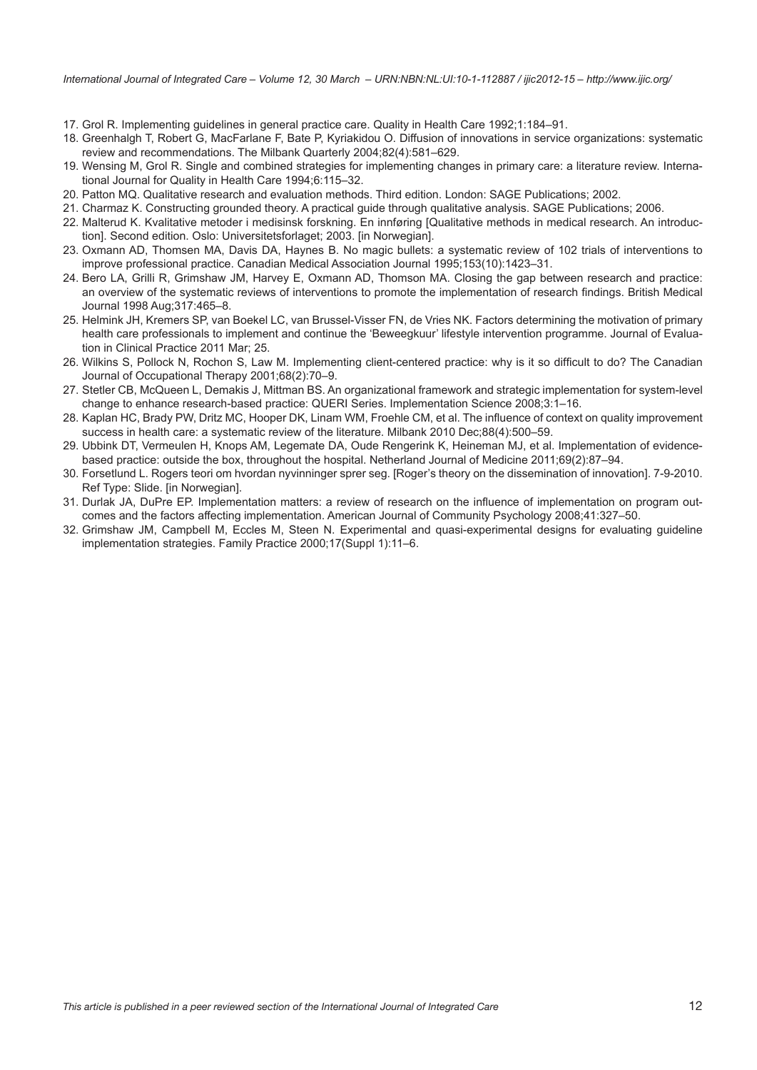17. Grol R. Implementing guidelines in general practice care. Quality in Health Care 1992;1:184–91.
18. Greenhalgh T, Robert G, MacFarlane F, Bate P, Kyriakidou O. Diffusion of innovations in service organizations: systematic review and recommendations. The Milbank Quarterly 2004;82(4):581–629.
19. Wensing M, Grol R. Single and combined strategies for implementing changes in primary care: a literature review. International Journal for Quality in Health Care 1994;6:115–32.
20. Patton MQ. Qualitative research and evaluation methods. Third edition. London: SAGE Publications; 2002.
21. Charmaz K. Constructing grounded theory. A practical guide through qualitative analysis. SAGE Publications; 2006.
22. Malterud K. Kvalitative metoder i medisinsk forskning. En innføring [Qualitative methods in medical research. An introduction]. Second edition. Oslo: Universitetsforlaget; 2003. [in Norwegian].
23. Oxmann AD, Thomsen MA, Davis DA, Haynes B. No magic bullets: a systematic review of 102 trials of interventions to improve professional practice. Canadian Medical Association Journal 1995;153(10):1423–31.
24. Bero LA, Grilli R, Grimshaw JM, Harvey E, Oxmann AD, Thomson MA. Closing the gap between research and practice: an overview of the systematic reviews of interventions to promote the implementation of research findings. British Medical Journal 1998 Aug;317:465–8.
25. Helmink JH, Kremers SP, van Boekel LC, van Brussel-Visser FN, de Vries NK. Factors determining the motivation of primary health care professionals to implement and continue the 'Beweegkuur' lifestyle intervention programme. Journal of Evaluation in Clinical Practice 2011 Mar; 25.
26. Wilkins S, Pollock N, Rochon S, Law M. Implementing client-centered practice: why is it so difficult to do? The Canadian Journal of Occupational Therapy 2001;68(2):70–9.
27. Stetler CB, McQueen L, Demakis J, Mittman BS. An organizational framework and strategic implementation for system-level change to enhance research-based practice: QUERI Series. Implementation Science 2008;3:1–16.
28. Kaplan HC, Brady PW, Dritz MC, Hooper DK, Linam WM, Froehle CM, et al. The influence of context on quality improvement success in health care: a systematic review of the literature. Milbank 2010 Dec;88(4):500–59.
29. Ubbink DT, Vermeulen H, Knops AM, Legemate DA, Oude Rengerink K, Heineman MJ, et al. Implementation of evidence-based practice: outside the box, throughout the hospital. Netherland Journal of Medicine 2011;69(2):87–94.
30. Forsetlund L. Rogers teori om hvordan nyvinninger sprer seg. [Roger's theory on the dissemination of innovation]. 7-9-2010. Ref Type: Slide. [in Norwegian].
31. Durlak JA, DuPre EP. Implementation matters: a review of research on the influence of implementation on program outcomes and the factors affecting implementation. American Journal of Community Psychology 2008;41:327–50.
32. Grimshaw JM, Campbell M, Eccles M, Steen N. Experimental and quasi-experimental designs for evaluating guideline implementation strategies. Family Practice 2000;17(Suppl 1):11–6.